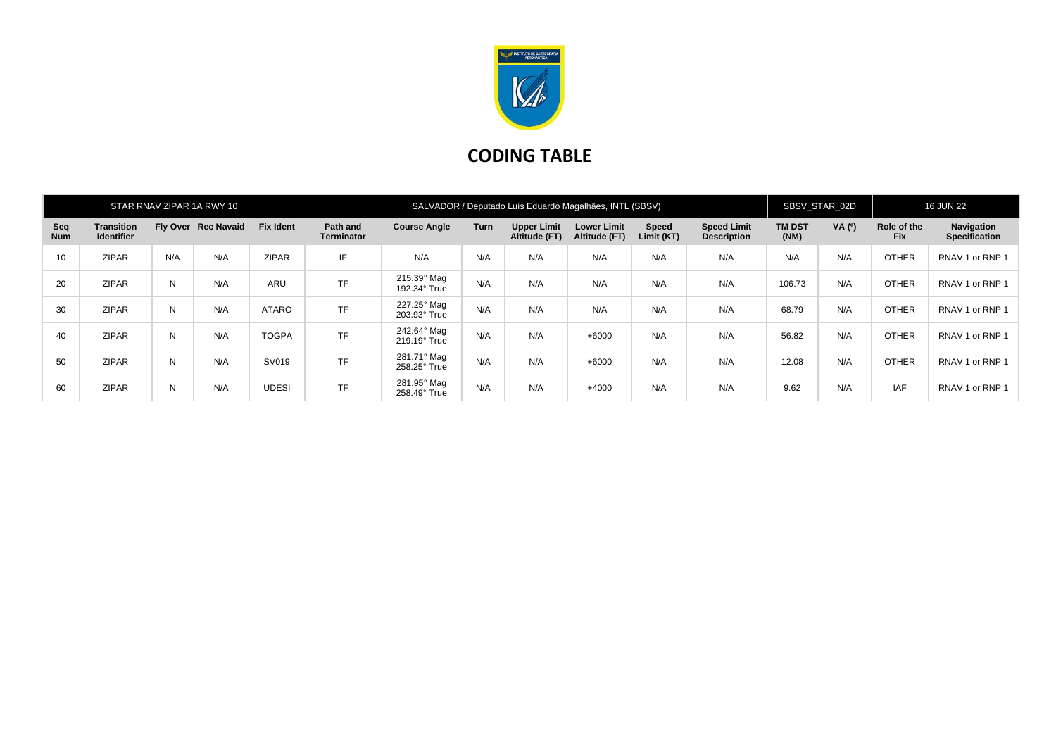# CODING TABLE

| STAR RNAV ZIPAR 1A RWY 10 | | | | | SALVADOR / Deputado Luís Eduardo Magalhães, INTL (SBSV) | | | | | | | SBSV_STAR_02D | | 16 JUN 22 | |
|---|---|---|---|---|---|---|---|---|---|---|---|---|---|---|---|
| **Seq Num** | **Transition Identifier** | **Fly Over** | **Rec Navaid** | **Fix Ident** | **Path and Terminator** | **Course Angle** | **Turn** | **Upper Limit Altitude (FT)** | **Lower Limit Altitude (FT)** | **Speed Limit (KT)** | **Speed Limit Description** | **TM DST (NM)** | **VA (º)** | **Role of the Fix** | **Navigation Specification** |
| 10 | ZIPAR | N/A | N/A | ZIPAR | IF | N/A | N/A | N/A | N/A | N/A | N/A | N/A | N/A | OTHER | RNAV 1 or RNP 1 |
| 20 | ZIPAR | N | N/A | ARU | TF | 215.39° Mag 192.34° True | N/A | N/A | N/A | N/A | N/A | 106.73 | N/A | OTHER | RNAV 1 or RNP 1 |
| 30 | ZIPAR | N | N/A | ATARO | TF | 227.25° Mag 203.93° True | N/A | N/A | N/A | N/A | N/A | 68.79 | N/A | OTHER | RNAV 1 or RNP 1 |
| 40 | ZIPAR | N | N/A | TOGPA | TF | 242.64° Mag 219.19° True | N/A | N/A | +6000 | N/A | N/A | 56.82 | N/A | OTHER | RNAV 1 or RNP 1 |
| 50 | ZIPAR | N | N/A | SV019 | TF | 281.71° Mag 258.25° True | N/A | N/A | +6000 | N/A | N/A | 12.08 | N/A | OTHER | RNAV 1 or RNP 1 |
| 60 | ZIPAR | N | N/A | UDESI | TF | 281.95° Mag 258.49° True | N/A | N/A | +4000 | N/A | N/A | 9.62 | N/A | IAF | RNAV 1 or RNP 1 |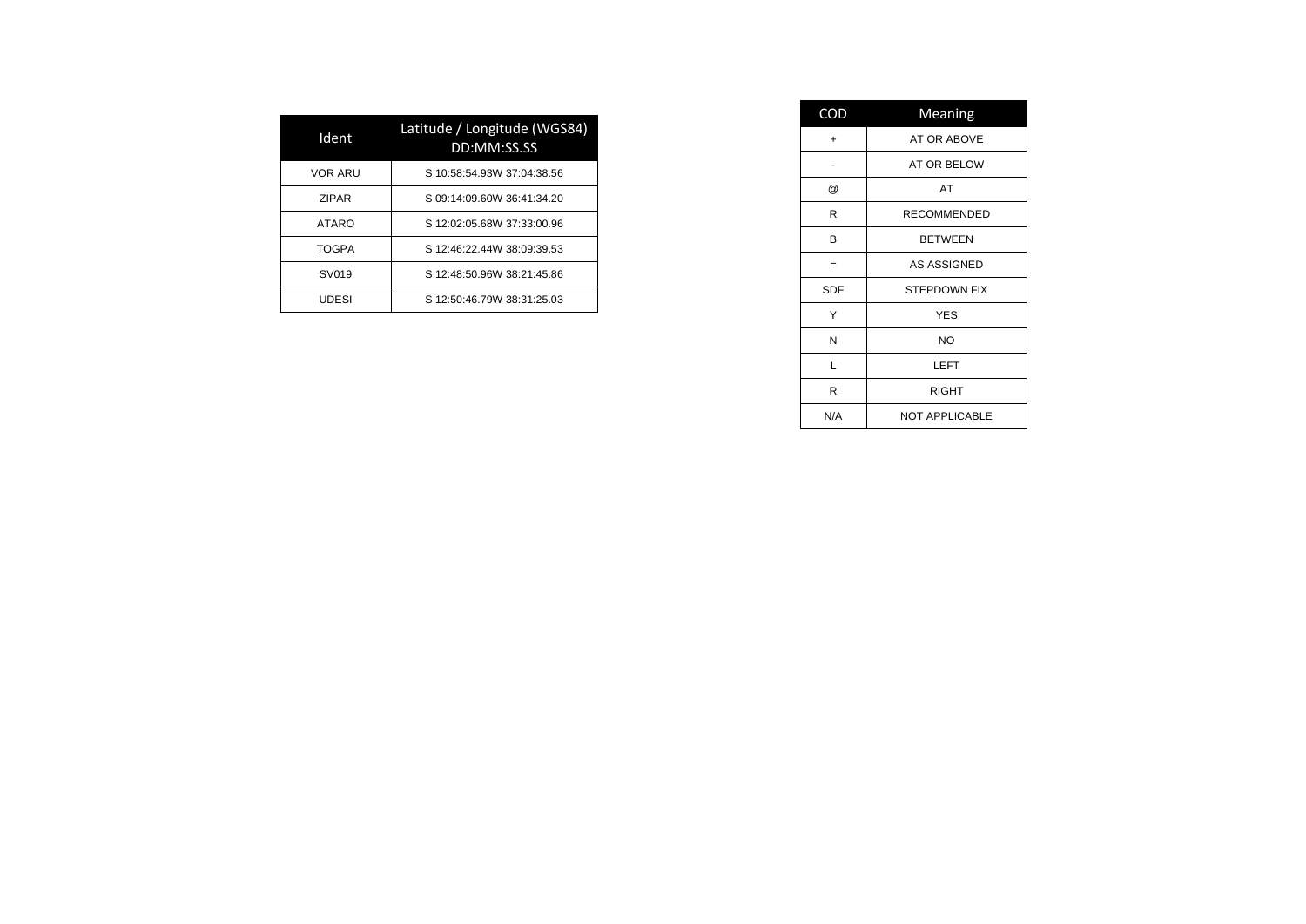| Ident | Latitude / Longitude (WGS84) DD:MM:SS.SS |
| --- | --- |
| VOR ARU | S 10:58:54.93W 37:04:38.56 |
| ZIPAR | S 09:14:09.60W 36:41:34.20 |
| ATARO | S 12:02:05.68W 37:33:00.96 |
| TOGPA | S 12:46:22.44W 38:09:39.53 |
| SV019 | S 12:48:50.96W 38:21:45.86 |
| UDESI | S 12:50:46.79W 38:31:25.03 |

| COD | Meaning |
| --- | --- |
| + | AT OR ABOVE |
| - | AT OR BELOW |
| @ | AT |
| R | RECOMMENDED |
| B | BETWEEN |
| = | AS ASSIGNED |
| SDF | STEPDOWN FIX |
| Y | YES |
| N | NO |
| L | LEFT |
| R | RIGHT |
| N/A | NOT APPLICABLE |